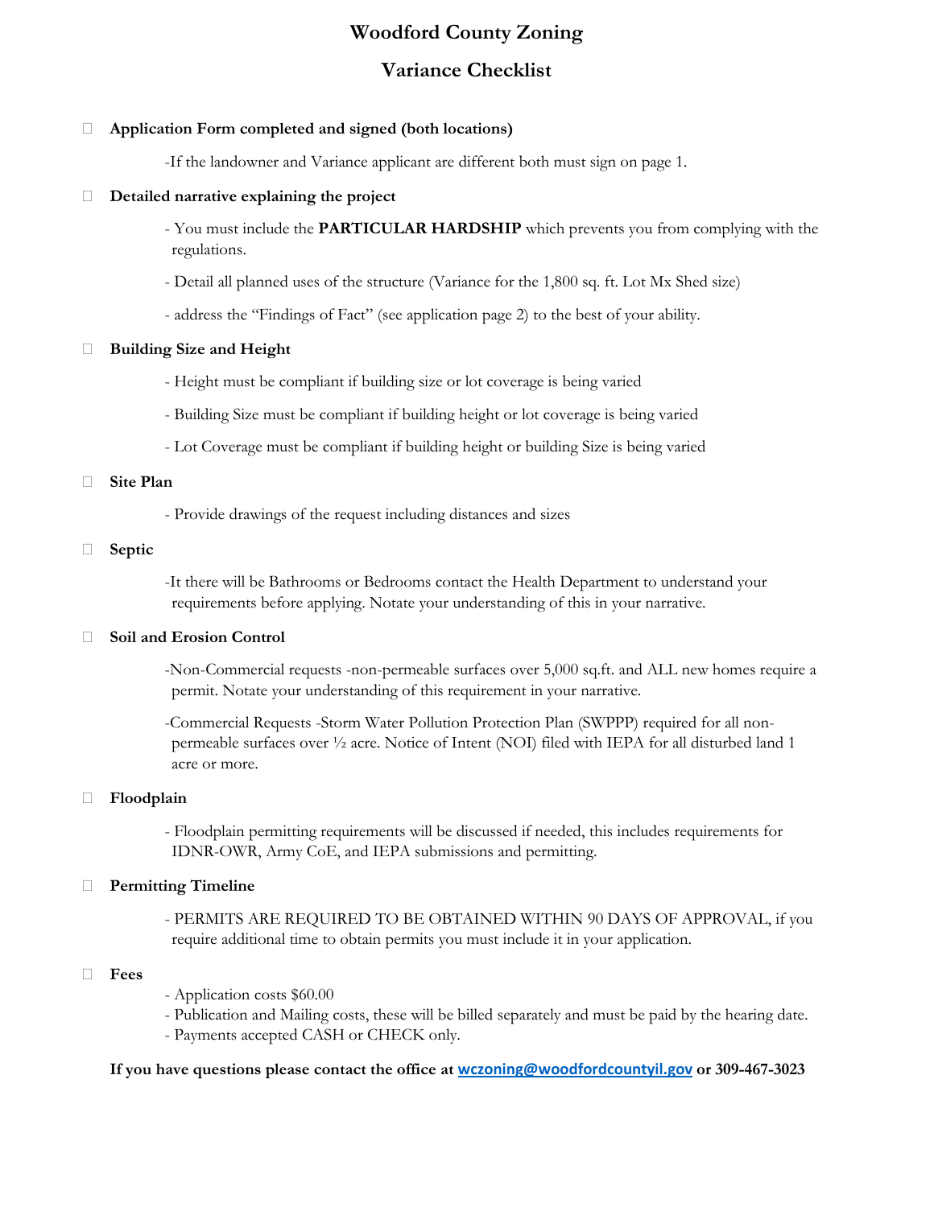# Woodford County Zoning

## Variance Checklist

☐ **Application Form completed and signed (both locations)**

-If the landowner and Variance applicant are different both must sign on page 1.

☐ **Detailed narrative explaining the project**

- You must include the **PARTICULAR HARDSHIP** which prevents you from complying with the regulations.
- Detail all planned uses of the structure (Variance for the 1,800 sq. ft. Lot Mx Shed size)
- address the "Findings of Fact" (see application page 2) to the best of your ability.

☐ **Building Size and Height**

- Height must be compliant if building size or lot coverage is being varied
- Building Size must be compliant if building height or lot coverage is being varied
- Lot Coverage must be compliant if building height or building Size is being varied

☐ **Site Plan**

- Provide drawings of the request including distances and sizes

☐ **Septic**

-It there will be Bathrooms or Bedrooms contact the Health Department to understand your requirements before applying. Notate your understanding of this in your narrative.

☐ **Soil and Erosion Control**

-Non-Commercial requests -non-permeable surfaces over 5,000 sq.ft. and ALL new homes require a permit. Notate your understanding of this requirement in your narrative.

-Commercial Requests -Storm Water Pollution Protection Plan (SWPPP) required for all non-permeable surfaces over ½ acre. Notice of Intent (NOI) filed with IEPA for all disturbed land 1 acre or more.

☐ **Floodplain**

- Floodplain permitting requirements will be discussed if needed, this includes requirements for IDNR-OWR, Army CoE, and IEPA submissions and permitting.

☐ **Permitting Timeline**

- PERMITS ARE REQUIRED TO BE OBTAINED WITHIN 90 DAYS OF APPROVAL, if you require additional time to obtain permits you must include it in your application.

☐ **Fees**

- Application costs $60.00
- Publication and Mailing costs, these will be billed separately and must be paid by the hearing date.
- Payments accepted CASH or CHECK only.

**If you have questions please contact the office at wczoning@woodfordcountyil.gov or 309-467-3023**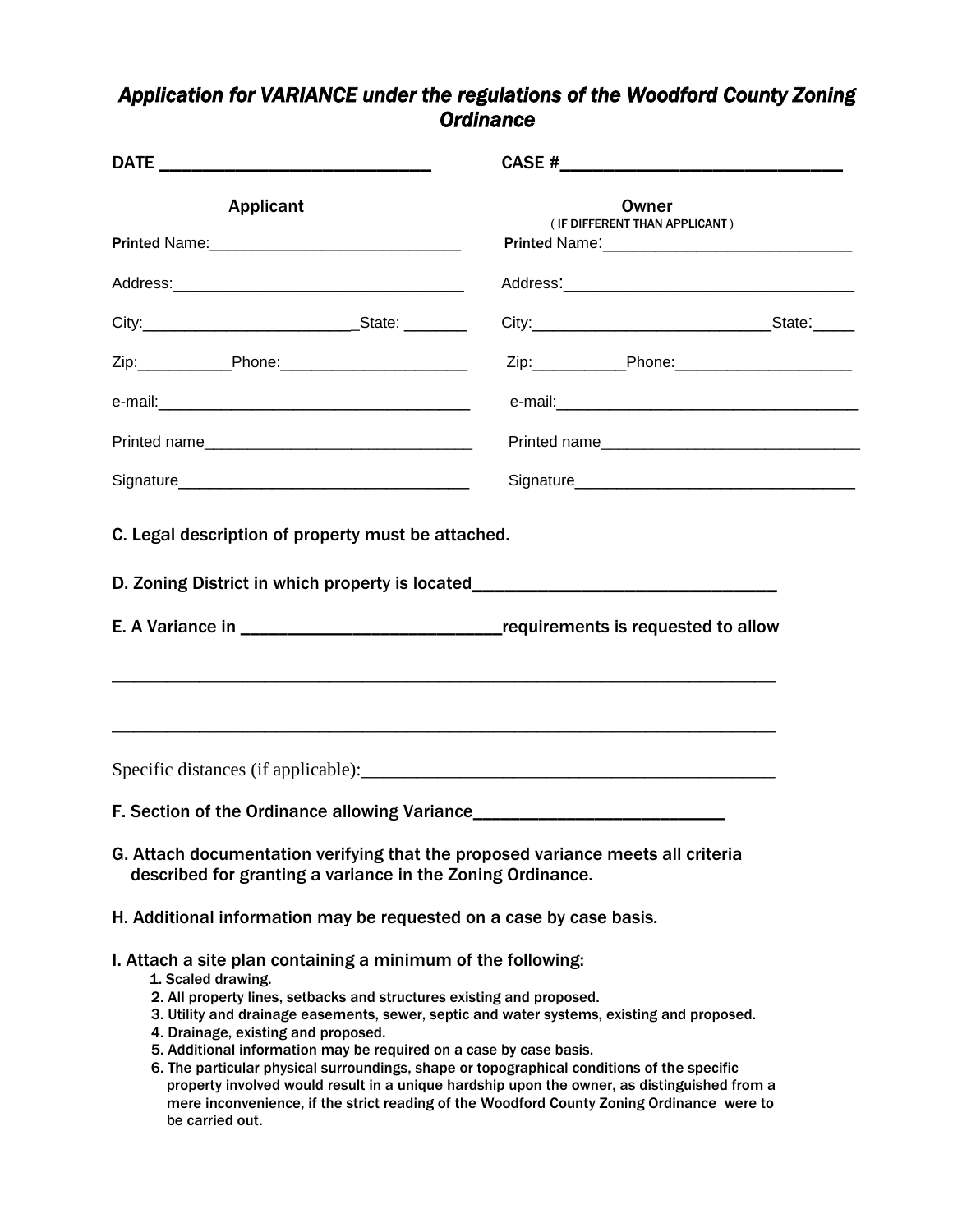# *Application for VARIANCE under the regulations of the Woodford County Zoning Ordinance*

**DATE** ____________________________ **CASE #**____________________________

| **Applicant** | **Owner** ( IF DIFFERENT THAN APPLICANT ) |
|---|---|
| **Printed** Name:____________________________ | **Printed** Name:____________________________ |
| Address:________________________________ | Address:________________________________ |
| City:________________________State: _______ | City:__________________________State:_____ |
| Zip:__________Phone:____________________ | Zip:__________Phone:___________________ |
| e-mail:__________________________________ | e-mail:_________________________________ |
| Printed name_____________________________ | Printed name_____________________________ |
| Signature_______________________________ | Signature_______________________________ |

**C. Legal description of property must be attached.**

**D. Zoning District in which property is located**______________________________

**E. A Variance in** _________________________**requirements is requested to allow**

______________________________________________________________________

______________________________________________________________________

Specific distances (if applicable):__________________________________________

**F. Section of the Ordinance allowing Variance**________________________

**G. Attach documentation verifying that the proposed variance meets all criteria described for granting a variance in the Zoning Ordinance.**

**H. Additional information may be requested on a case by case basis.**

**I. Attach a site plan containing a minimum of the following:**

1. Scaled drawing.
2. All property lines, setbacks and structures existing and proposed.
3. Utility and drainage easements, sewer, septic and water systems, existing and proposed.
4. Drainage, existing and proposed.
5. Additional information may be required on a case by case basis.
6. The particular physical surroundings, shape or topographical conditions of the specific property involved would result in a unique hardship upon the owner, as distinguished from a mere inconvenience, if the strict reading of the Woodford County Zoning Ordinance were to be carried out.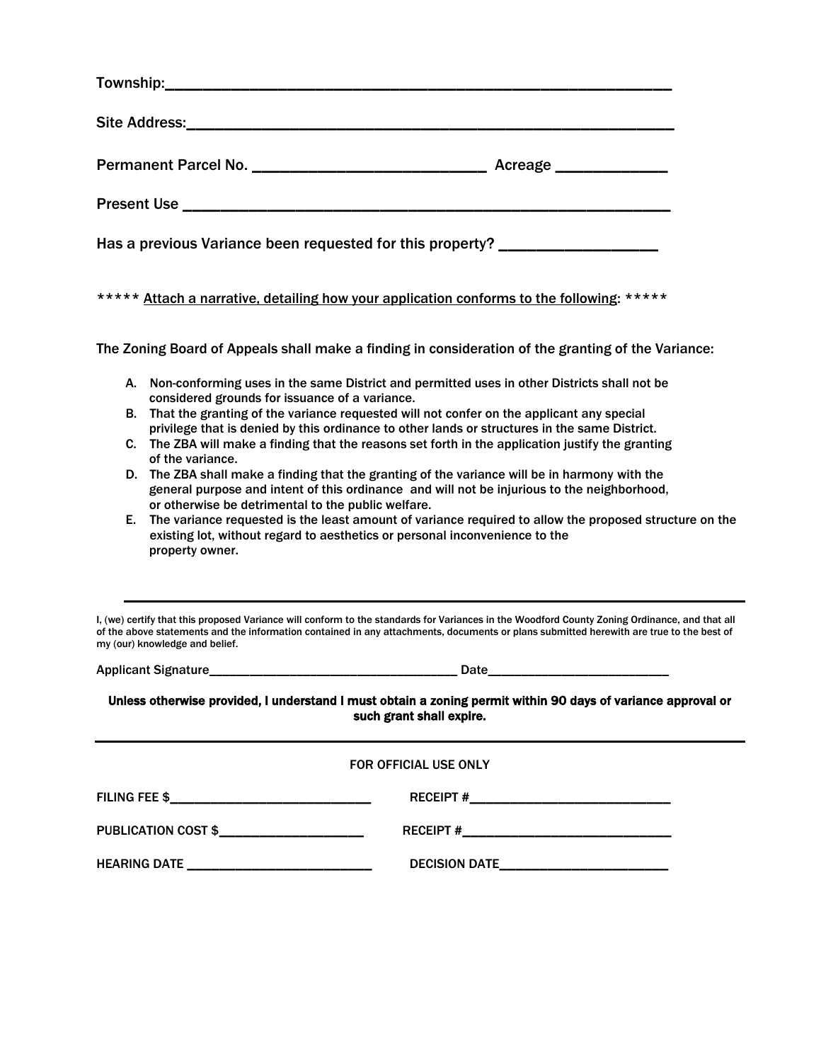Township:_______________________________________________________________

Site Address:_____________________________________________________________

Permanent Parcel No. ____________________________ Acreage _____________

Present Use ______________________________________________________________

Has a previous Variance been requested for this property? ___________________

\*\*\*\*\* Attach a narrative, detailing how your application conforms to the following: \*\*\*\*\*

The Zoning Board of Appeals shall make a finding in consideration of the granting of the Variance:

A. Non-conforming uses in the same District and permitted uses in other Districts shall not be considered grounds for issuance of a variance.
B. That the granting of the variance requested will not confer on the applicant any special privilege that is denied by this ordinance to other lands or structures in the same District.
C. The ZBA will make a finding that the reasons set forth in the application justify the granting of the variance.
D. The ZBA shall make a finding that the granting of the variance will be in harmony with the general purpose and intent of this ordinance and will not be injurious to the neighborhood, or otherwise be detrimental to the public welfare.
E. The variance requested is the least amount of variance required to allow the proposed structure on the existing lot, without regard to aesthetics or personal inconvenience to the property owner.

---

I, (we) certify that this proposed Variance will conform to the standards for Variances in the Woodford County Zoning Ordinance, and that all of the above statements and the information contained in any attachments, documents or plans submitted herewith are true to the best of my (our) knowledge and belief.

Applicant Signature____________________________________ Date__________________________

**Unless otherwise provided, I understand I must obtain a zoning permit within 90 days of variance approval or such grant shall expire.**

---

FOR OFFICIAL USE ONLY

FILING FEE $____________________________ RECEIPT #____________________________

PUBLICATION COST $_____________________ RECEIPT #______________________________

HEARING DATE ___________________________ DECISION DATE________________________